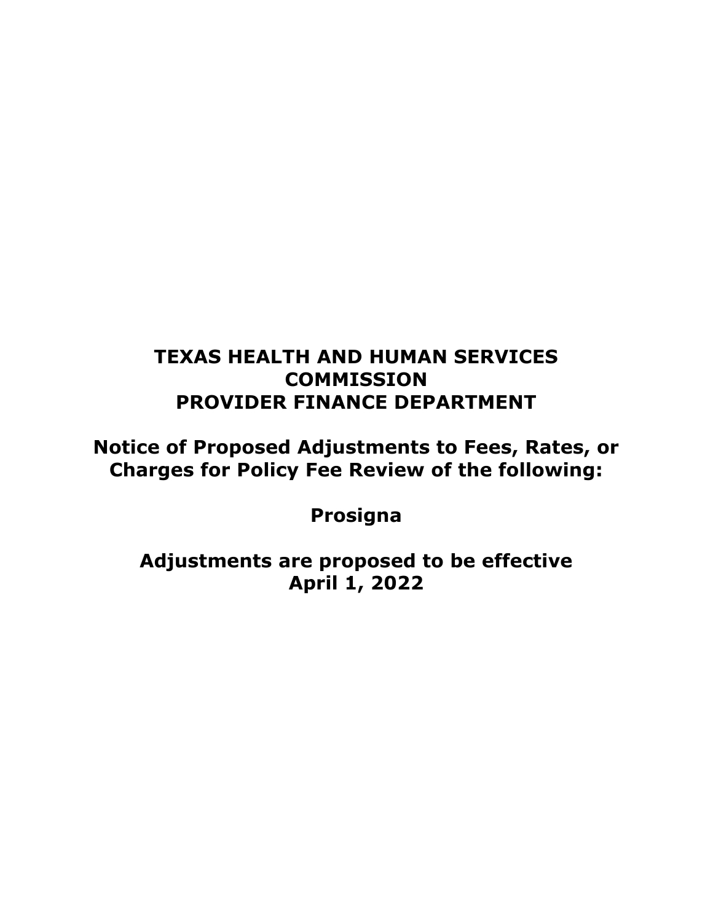# TEXAS HEALTH AND HUMAN SERVICES COMMISSION
# PROVIDER FINANCE DEPARTMENT

## Notice of Proposed Adjustments to Fees, Rates, or Charges for Policy Fee Review of the following:

## Prosigna

## Adjustments are proposed to be effective April 1, 2022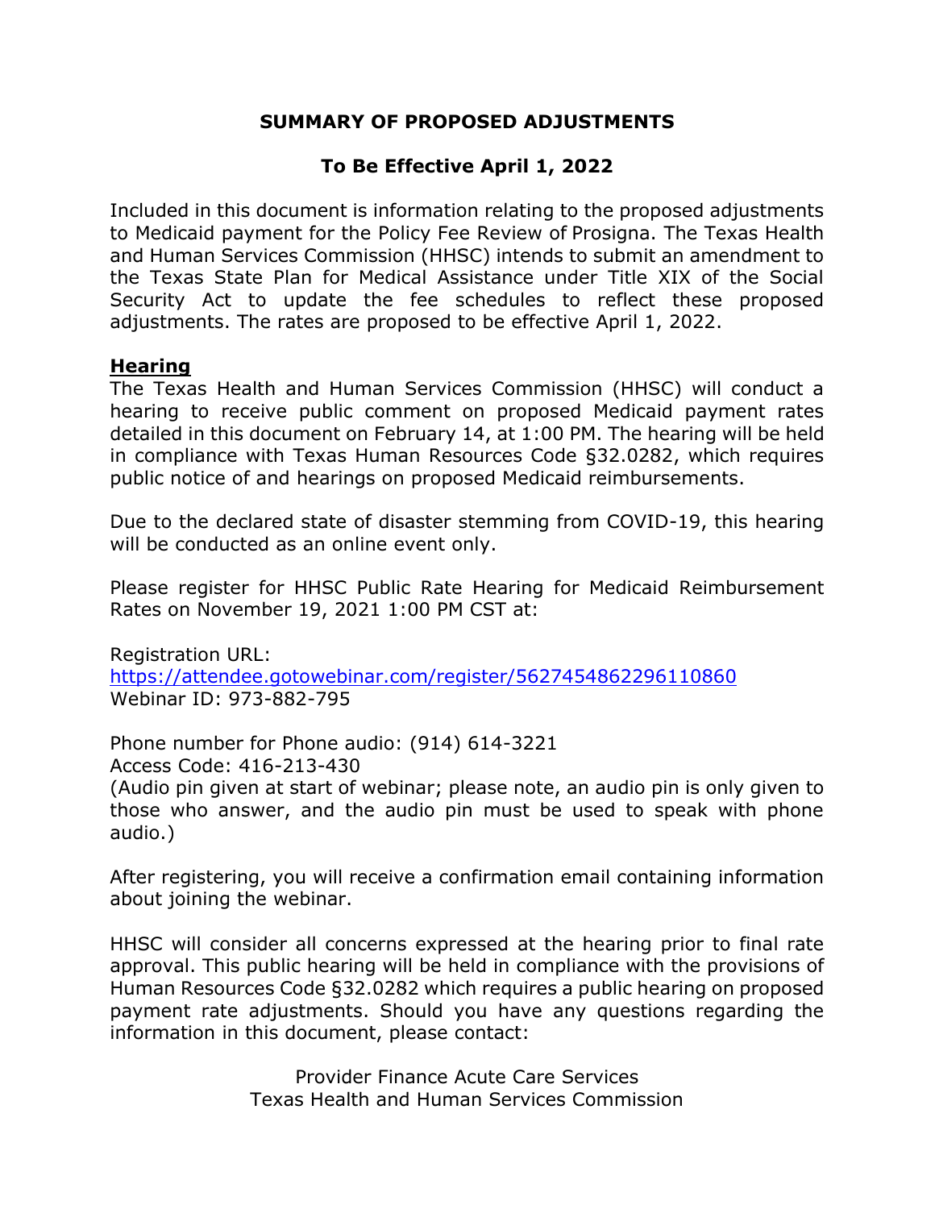# SUMMARY OF PROPOSED ADJUSTMENTS

## To Be Effective April 1, 2022

Included in this document is information relating to the proposed adjustments to Medicaid payment for the Policy Fee Review of Prosigna. The Texas Health and Human Services Commission (HHSC) intends to submit an amendment to the Texas State Plan for Medical Assistance under Title XIX of the Social Security Act to update the fee schedules to reflect these proposed adjustments. The rates are proposed to be effective April 1, 2022.

**Hearing**

The Texas Health and Human Services Commission (HHSC) will conduct a hearing to receive public comment on proposed Medicaid payment rates detailed in this document on February 14, at 1:00 PM. The hearing will be held in compliance with Texas Human Resources Code §32.0282, which requires public notice of and hearings on proposed Medicaid reimbursements.

Due to the declared state of disaster stemming from COVID-19, this hearing will be conducted as an online event only.

Please register for HHSC Public Rate Hearing for Medicaid Reimbursement Rates on November 19, 2021 1:00 PM CST at:

Registration URL:
https://attendee.gotowebinar.com/register/5627454862296110860
Webinar ID: 973-882-795

Phone number for Phone audio: (914) 614-3221
Access Code: 416-213-430
(Audio pin given at start of webinar; please note, an audio pin is only given to those who answer, and the audio pin must be used to speak with phone audio.)

After registering, you will receive a confirmation email containing information about joining the webinar.

HHSC will consider all concerns expressed at the hearing prior to final rate approval. This public hearing will be held in compliance with the provisions of Human Resources Code §32.0282 which requires a public hearing on proposed payment rate adjustments. Should you have any questions regarding the information in this document, please contact:

Provider Finance Acute Care Services
Texas Health and Human Services Commission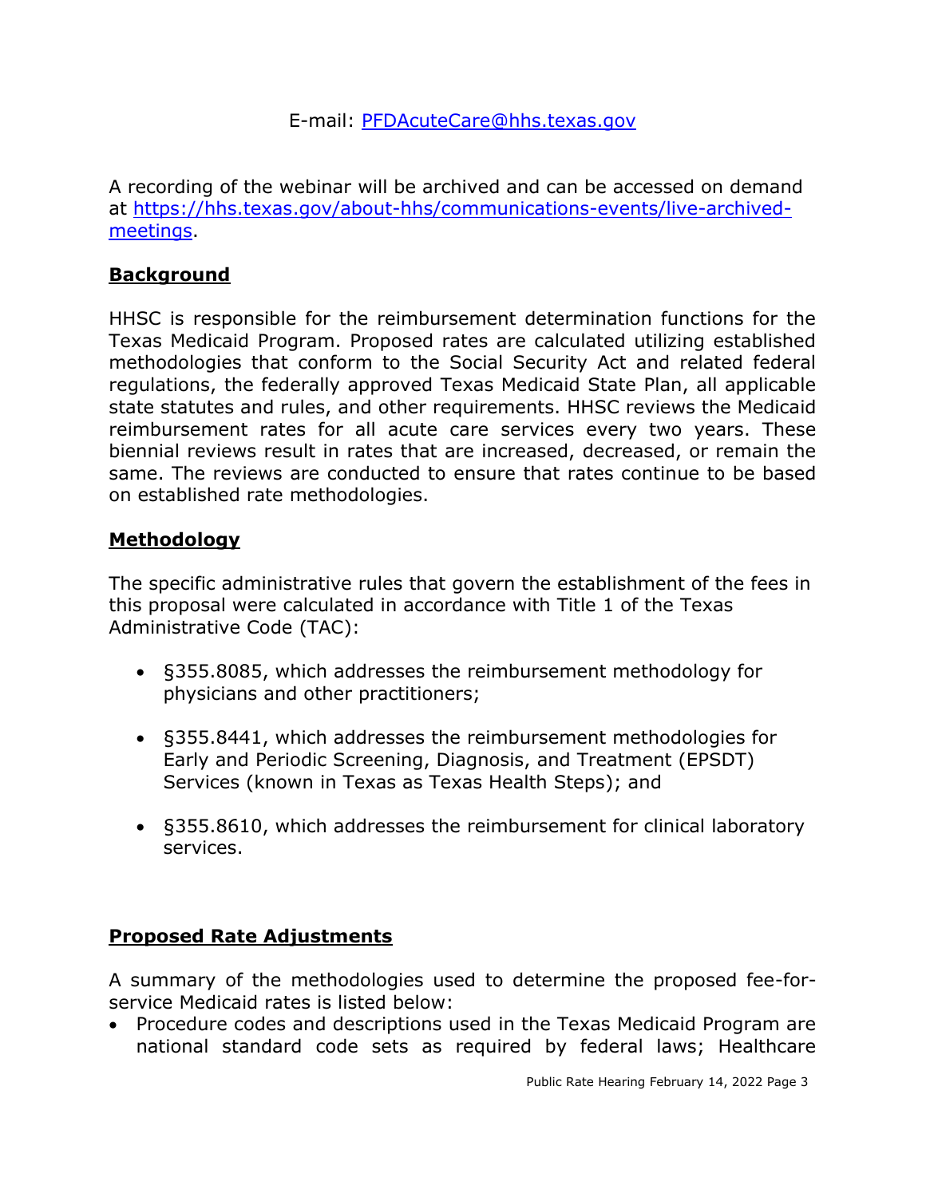E-mail: [PFDAcuteCare@hhs.texas.gov](mailto:PFDAcuteCare@hhs.texas.gov)

A recording of the webinar will be archived and can be accessed on demand at [https://hhs.texas.gov/about-hhs/communications-events/live-archived-meetings](https://hhs.texas.gov/about-hhs/communications-events/live-archived-meetings).

## Background

HHSC is responsible for the reimbursement determination functions for the Texas Medicaid Program. Proposed rates are calculated utilizing established methodologies that conform to the Social Security Act and related federal regulations, the federally approved Texas Medicaid State Plan, all applicable state statutes and rules, and other requirements. HHSC reviews the Medicaid reimbursement rates for all acute care services every two years. These biennial reviews result in rates that are increased, decreased, or remain the same. The reviews are conducted to ensure that rates continue to be based on established rate methodologies.

## Methodology

The specific administrative rules that govern the establishment of the fees in this proposal were calculated in accordance with Title 1 of the Texas Administrative Code (TAC):

- §355.8085, which addresses the reimbursement methodology for physicians and other practitioners;
- §355.8441, which addresses the reimbursement methodologies for Early and Periodic Screening, Diagnosis, and Treatment (EPSDT) Services (known in Texas as Texas Health Steps); and
- §355.8610, which addresses the reimbursement for clinical laboratory services.

## Proposed Rate Adjustments

A summary of the methodologies used to determine the proposed fee-for-service Medicaid rates is listed below:

- Procedure codes and descriptions used in the Texas Medicaid Program are national standard code sets as required by federal laws; Healthcare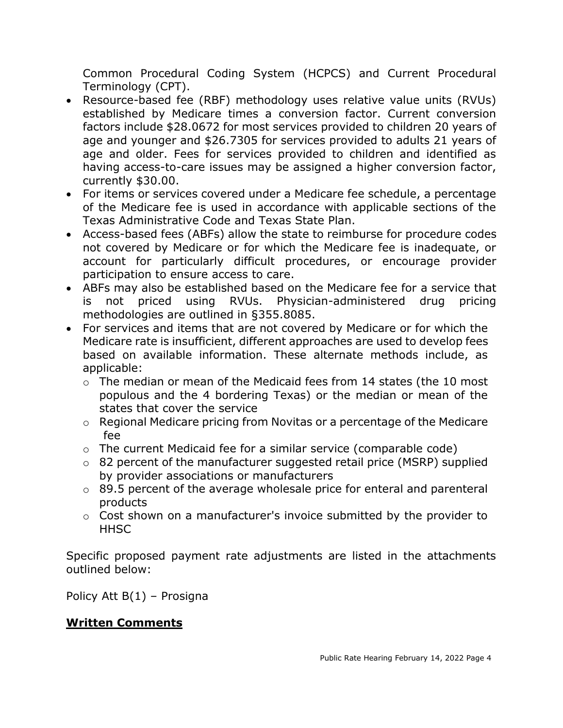Common Procedural Coding System (HCPCS) and Current Procedural Terminology (CPT).

- Resource-based fee (RBF) methodology uses relative value units (RVUs) established by Medicare times a conversion factor. Current conversion factors include $28.0672 for most services provided to children 20 years of age and younger and $26.7305 for services provided to adults 21 years of age and older. Fees for services provided to children and identified as having access-to-care issues may be assigned a higher conversion factor, currently $30.00.
- For items or services covered under a Medicare fee schedule, a percentage of the Medicare fee is used in accordance with applicable sections of the Texas Administrative Code and Texas State Plan.
- Access-based fees (ABFs) allow the state to reimburse for procedure codes not covered by Medicare or for which the Medicare fee is inadequate, or account for particularly difficult procedures, or encourage provider participation to ensure access to care.
- ABFs may also be established based on the Medicare fee for a service that is not priced using RVUs. Physician-administered drug pricing methodologies are outlined in §355.8085.
- For services and items that are not covered by Medicare or for which the Medicare rate is insufficient, different approaches are used to develop fees based on available information. These alternate methods include, as applicable:
  - The median or mean of the Medicaid fees from 14 states (the 10 most populous and the 4 bordering Texas) or the median or mean of the states that cover the service
  - Regional Medicare pricing from Novitas or a percentage of the Medicare fee
  - The current Medicaid fee for a similar service (comparable code)
  - 82 percent of the manufacturer suggested retail price (MSRP) supplied by provider associations or manufacturers
  - 89.5 percent of the average wholesale price for enteral and parenteral products
  - Cost shown on a manufacturer's invoice submitted by the provider to HHSC

Specific proposed payment rate adjustments are listed in the attachments outlined below:

Policy Att B(1) – Prosigna

## Written Comments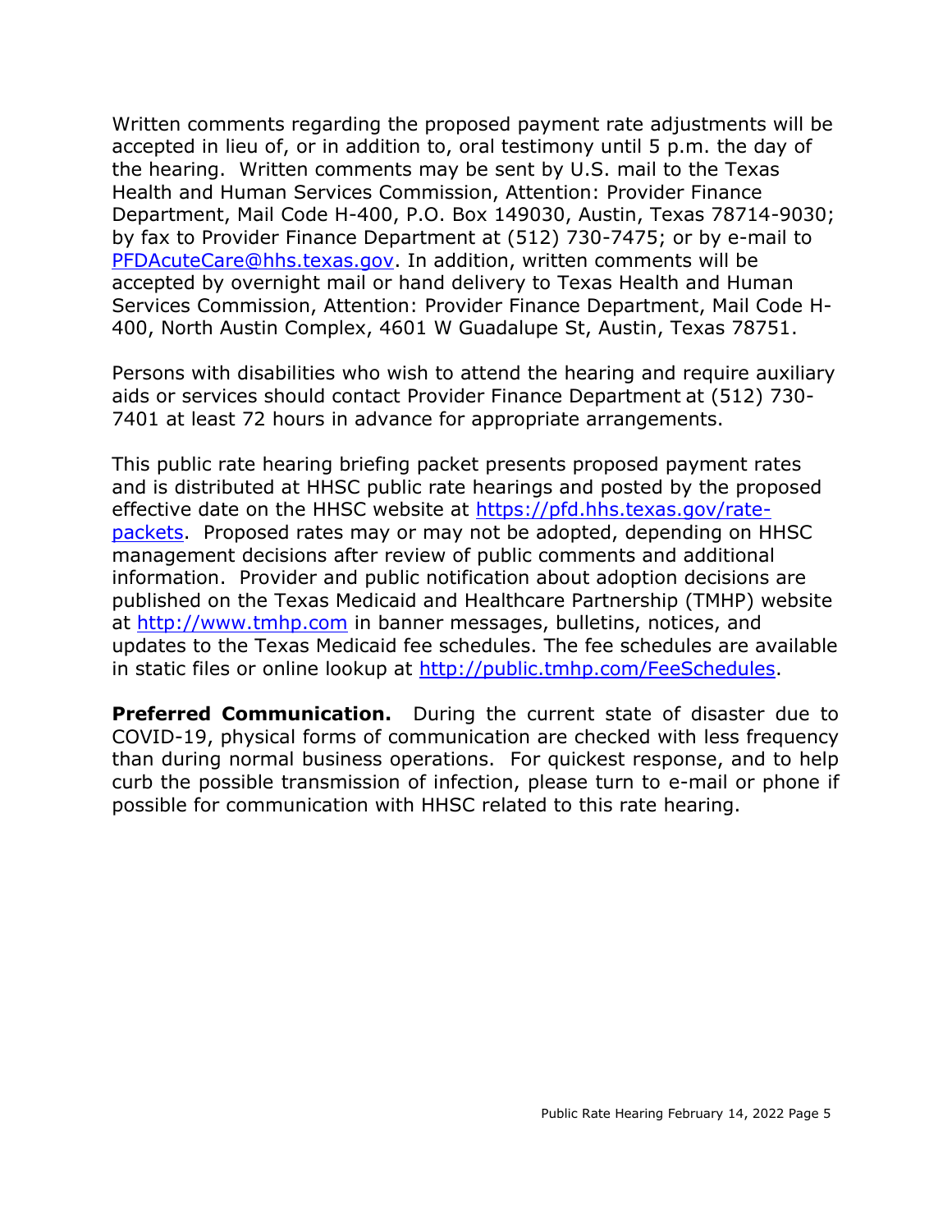Written comments regarding the proposed payment rate adjustments will be accepted in lieu of, or in addition to, oral testimony until 5 p.m. the day of the hearing. Written comments may be sent by U.S. mail to the Texas Health and Human Services Commission, Attention: Provider Finance Department, Mail Code H-400, P.O. Box 149030, Austin, Texas 78714-9030; by fax to Provider Finance Department at (512) 730-7475; or by e-mail to PFDAcuteCare@hhs.texas.gov. In addition, written comments will be accepted by overnight mail or hand delivery to Texas Health and Human Services Commission, Attention: Provider Finance Department, Mail Code H-400, North Austin Complex, 4601 W Guadalupe St, Austin, Texas 78751.

Persons with disabilities who wish to attend the hearing and require auxiliary aids or services should contact Provider Finance Department at (512) 730-7401 at least 72 hours in advance for appropriate arrangements.

This public rate hearing briefing packet presents proposed payment rates and is distributed at HHSC public rate hearings and posted by the proposed effective date on the HHSC website at https://pfd.hhs.texas.gov/rate-packets. Proposed rates may or may not be adopted, depending on HHSC management decisions after review of public comments and additional information. Provider and public notification about adoption decisions are published on the Texas Medicaid and Healthcare Partnership (TMHP) website at http://www.tmhp.com in banner messages, bulletins, notices, and updates to the Texas Medicaid fee schedules. The fee schedules are available in static files or online lookup at http://public.tmhp.com/FeeSchedules.

**Preferred Communication.** During the current state of disaster due to COVID-19, physical forms of communication are checked with less frequency than during normal business operations. For quickest response, and to help curb the possible transmission of infection, please turn to e-mail or phone if possible for communication with HHSC related to this rate hearing.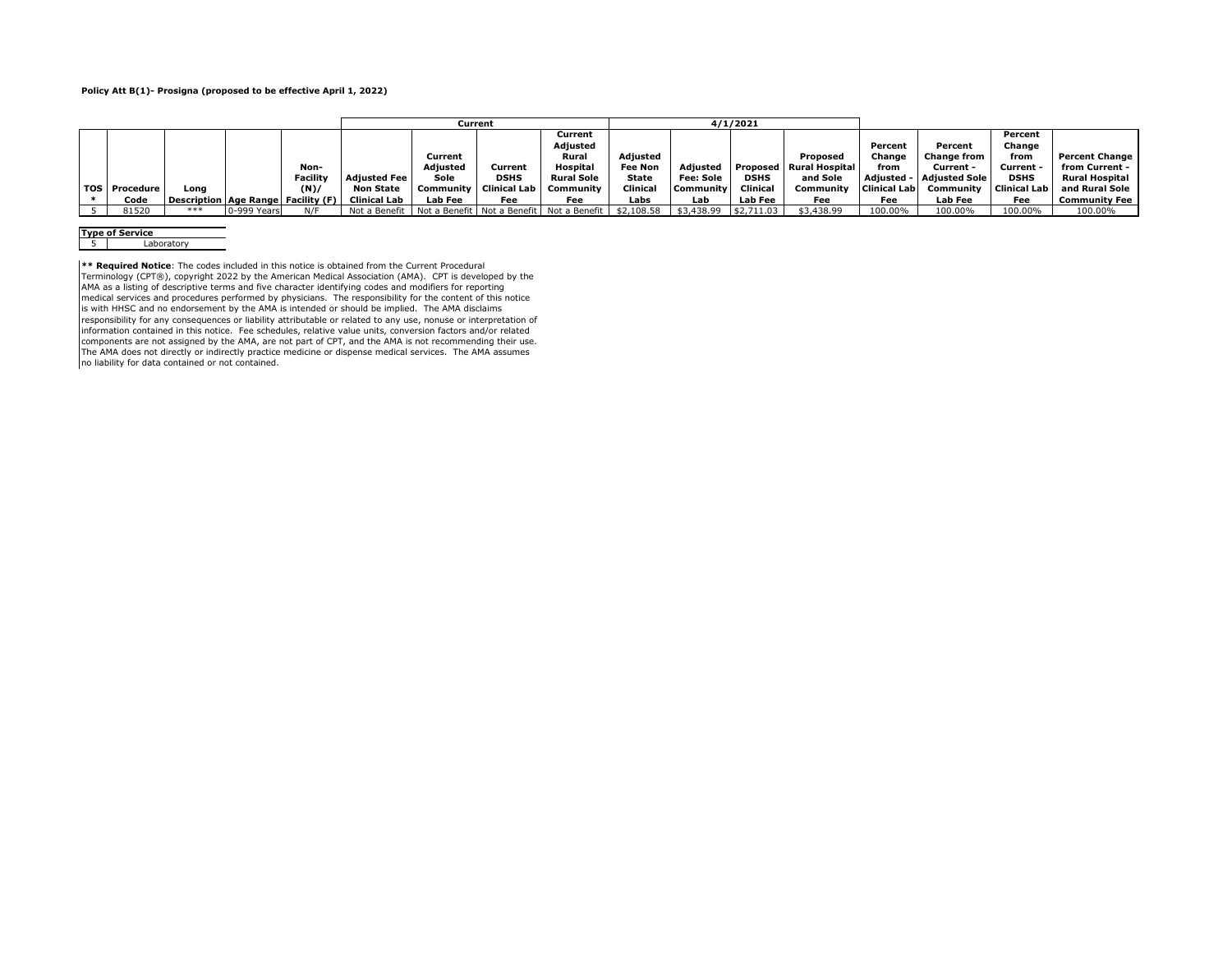**Policy Att B(1)- Prosigna (proposed to be effective April 1, 2022)**

| | | | | | Current | | | | 4/1/2021 | | | | | | | |
|---|---|---|---|---|---|---|---|---|---|---|---|---|---|---|---|---|
| TOS * | Procedure Code | Long Description | Age Range | Non-Facility (N)/ Facility (F) | Adjusted Fee Non State Clinical Lab | Current Adjusted Sole Community Lab Fee | Current DSHS Clinical Lab Fee | Current Adjusted Rural Hospital Rural Sole Community Fee | Adjusted Fee Non State Clinical Labs | Adjusted Fee: Sole Community Lab | Proposed DSHS Clinical Lab Fee | Proposed Rural Hospital and Sole Community Fee | Percent Change from Adjusted - Clinical Lab Fee | Percent Change from Current - Adjusted Sole Community Lab Fee | Percent Change from Current - DSHS Clinical Lab Fee | Percent Change from Current - Rural Hospital and Rural Sole Community Fee |
| 5 | 81520 | *** | 0-999 Years | N/F | Not a Benefit | Not a Benefit | Not a Benefit | Not a Benefit | $2,108.58 | $3,438.99 | $2,711.03 | $3,438.99 | 100.00% | 100.00% | 100.00% | 100.00% |

| Type of Service | |
|---|---|
| 5 | Laboratory |

**\*\* Required Notice**: The codes included in this notice is obtained from the Current Procedural Terminology (CPT®), copyright 2022 by the American Medical Association (AMA). CPT is developed by the AMA as a listing of descriptive terms and five character identifying codes and modifiers for reporting medical services and procedures performed by physicians. The responsibility for the content of this notice is with HHSC and no endorsement by the AMA is intended or should be implied. The AMA disclaims responsibility for any consequences or liability attributable or related to any use, nonuse or interpretation of information contained in this notice. Fee schedules, relative value units, conversion factors and/or related components are not assigned by the AMA, are not part of CPT, and the AMA is not recommending their use. The AMA does not directly or indirectly practice medicine or dispense medical services. The AMA assumes no liability for data contained or not contained.